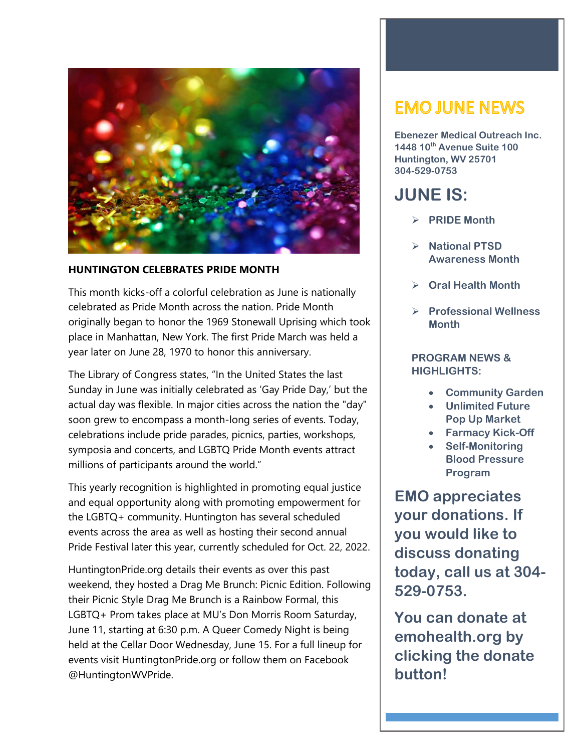# EMO JUNE NEWS

**Ebenezer Medical Outreach Inc.**
**1448 10th Avenue Suite 100**
**Huntington, WV 25701**
**304-529-0753**

## JUNE IS:

- **PRIDE Month**
- **National PTSD Awareness Month**
- **Oral Health Month**
- **Professional Wellness Month**

### PROGRAM NEWS & HIGHLIGHTS:

- **Community Garden**
- **Unlimited Future Pop Up Market**
- **Farmacy Kick-Off**
- **Self-Monitoring Blood Pressure Program**

**EMO appreciates your donations. If you would like to discuss donating today, call us at 304-529-0753.**

**You can donate at emohealth.org by clicking the donate button!**

### HUNTINGTON CELEBRATES PRIDE MONTH

This month kicks-off a colorful celebration as June is nationally celebrated as Pride Month across the nation. Pride Month originally began to honor the 1969 Stonewall Uprising which took place in Manhattan, New York. The first Pride March was held a year later on June 28, 1970 to honor this anniversary.

The Library of Congress states, "In the United States the last Sunday in June was initially celebrated as 'Gay Pride Day,' but the actual day was flexible. In major cities across the nation the "day" soon grew to encompass a month-long series of events. Today, celebrations include pride parades, picnics, parties, workshops, symposia and concerts, and LGBTQ Pride Month events attract millions of participants around the world."

This yearly recognition is highlighted in promoting equal justice and equal opportunity along with promoting empowerment for the LGBTQ+ community. Huntington has several scheduled events across the area as well as hosting their second annual Pride Festival later this year, currently scheduled for Oct. 22, 2022.

HuntingtonPride.org details their events as over this past weekend, they hosted a Drag Me Brunch: Picnic Edition. Following their Picnic Style Drag Me Brunch is a Rainbow Formal, this LGBTQ+ Prom takes place at MU's Don Morris Room Saturday, June 11, starting at 6:30 p.m. A Queer Comedy Night is being held at the Cellar Door Wednesday, June 15. For a full lineup for events visit HuntingtonPride.org or follow them on Facebook @HuntingtonWVPride.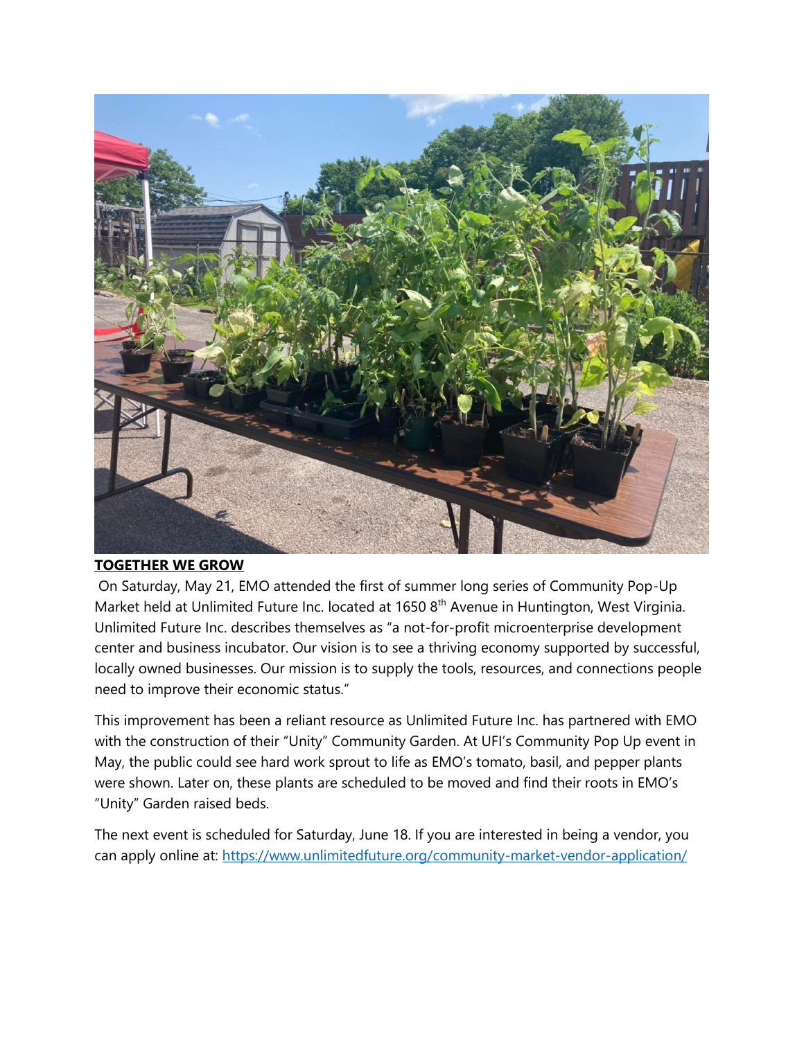**TOGETHER WE GROW**

On Saturday, May 21, EMO attended the first of summer long series of Community Pop-Up Market held at Unlimited Future Inc. located at 1650 8th Avenue in Huntington, West Virginia. Unlimited Future Inc. describes themselves as "a not-for-profit microenterprise development center and business incubator. Our vision is to see a thriving economy supported by successful, locally owned businesses. Our mission is to supply the tools, resources, and connections people need to improve their economic status."

This improvement has been a reliant resource as Unlimited Future Inc. has partnered with EMO with the construction of their "Unity" Community Garden. At UFI's Community Pop Up event in May, the public could see hard work sprout to life as EMO's tomato, basil, and pepper plants were shown. Later on, these plants are scheduled to be moved and find their roots in EMO's "Unity" Garden raised beds.

The next event is scheduled for Saturday, June 18. If you are interested in being a vendor, you can apply online at: https://www.unlimitedfuture.org/community-market-vendor-application/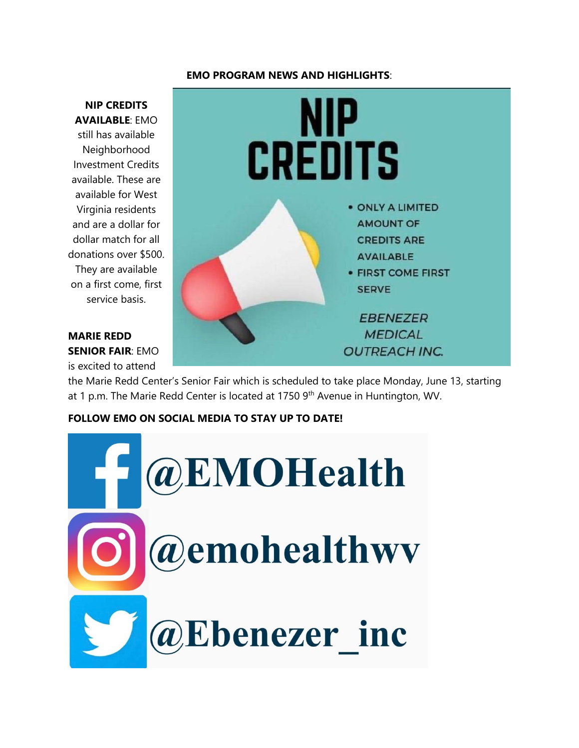**EMO PROGRAM NEWS AND HIGHLIGHTS**:

**NIP CREDITS AVAILABLE**: EMO still has available Neighborhood Investment Credits available. These are available for West Virginia residents and are a dollar for dollar match for all donations over $500. They are available on a first come, first service basis.

NIP CREDITS

- ONLY A LIMITED AMOUNT OF CREDITS ARE AVAILABLE
- FIRST COME FIRST SERVE

*EBENEZER MEDICAL OUTREACH INC.*

**MARIE REDD SENIOR FAIR**: EMO is excited to attend the Marie Redd Center's Senior Fair which is scheduled to take place Monday, June 13, starting at 1 p.m. The Marie Redd Center is located at 1750 9th Avenue in Huntington, WV.

**FOLLOW EMO ON SOCIAL MEDIA TO STAY UP TO DATE!**

@EMOHealth

@emohealthwv

@Ebenezer_inc